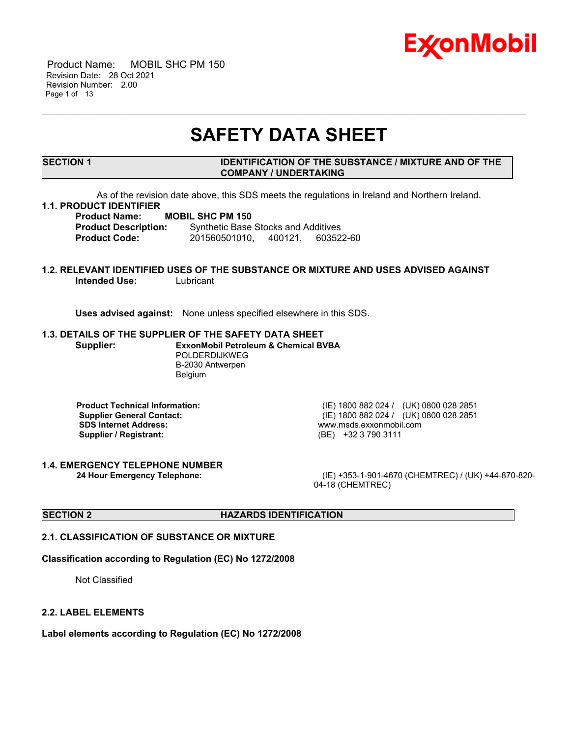# SAFETY DATA SHEET

## SECTION 1 IDENTIFICATION OF THE SUBSTANCE / MIXTURE AND OF THE COMPANY / UNDERTAKING

As of the revision date above, this SDS meets the regulations in Ireland and Northern Ireland.

### 1.1. PRODUCT IDENTIFIER

**Product Name:** **MOBIL SHC PM 150**
**Product Description:** Synthetic Base Stocks and Additives
**Product Code:** 201560501010, 400121, 603522-60

### 1.2. RELEVANT IDENTIFIED USES OF THE SUBSTANCE OR MIXTURE AND USES ADVISED AGAINST

**Intended Use:** Lubricant

**Uses advised against:** None unless specified elsewhere in this SDS.

### 1.3. DETAILS OF THE SUPPLIER OF THE SAFETY DATA SHEET

**Supplier:** **ExxonMobil Petroleum & Chemical BVBA**
POLDERDIJKWEG
B-2030 Antwerpen
Belgium

**Product Technical Information:** (IE) 1800 882 024 / (UK) 0800 028 2851
**Supplier General Contact:** (IE) 1800 882 024 / (UK) 0800 028 2851
**SDS Internet Address:** www.msds.exxonmobil.com
**Supplier / Registrant:** (BE) +32 3 790 3111

### 1.4. EMERGENCY TELEPHONE NUMBER

**24 Hour Emergency Telephone:** (IE) +353-1-901-4670 (CHEMTREC) / (UK) +44-870-820-04-18 (CHEMTREC)

## SECTION 2 HAZARDS IDENTIFICATION

### 2.1. CLASSIFICATION OF SUBSTANCE OR MIXTURE

**Classification according to Regulation (EC) No 1272/2008**

Not Classified

### 2.2. LABEL ELEMENTS

**Label elements according to Regulation (EC) No 1272/2008**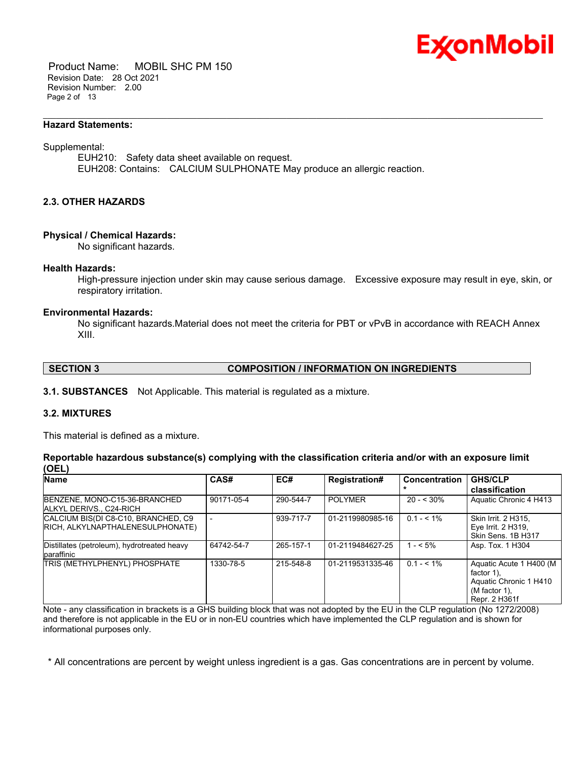**Hazard Statements:**

Supplemental:

EUH210: Safety data sheet available on request.
EUH208: Contains: CALCIUM SULPHONATE May produce an allergic reaction.

### 2.3. OTHER HAZARDS

**Physical / Chemical Hazards:**

No significant hazards.

**Health Hazards:**

High-pressure injection under skin may cause serious damage. Excessive exposure may result in eye, skin, or respiratory irritation.

**Environmental Hazards:**

No significant hazards.Material does not meet the criteria for PBT or vPvB in accordance with REACH Annex XIII.

## SECTION 3 COMPOSITION / INFORMATION ON INGREDIENTS

**3.1. SUBSTANCES** Not Applicable. This material is regulated as a mixture.

### 3.2. MIXTURES

This material is defined as a mixture.

**Reportable hazardous substance(s) complying with the classification criteria and/or with an exposure limit (OEL)**

| Name | CAS# | EC# | Registration# | Concentration * | GHS/CLP classification |
|---|---|---|---|---|---|
| BENZENE, MONO-C15-36-BRANCHED ALKYL DERIVS., C24-RICH | 90171-05-4 | 290-544-7 | POLYMER | 20 - < 30% | Aquatic Chronic 4 H413 |
| CALCIUM BIS(DI C8-C10, BRANCHED, C9 RICH, ALKYLNAPTHALENESULPHONATE) | - | 939-717-7 | 01-2119980985-16 | 0.1 - < 1% | Skin Irrit. 2 H315, Eye Irrit. 2 H319, Skin Sens. 1B H317 |
| Distillates (petroleum), hydrotreated heavy paraffinic | 64742-54-7 | 265-157-1 | 01-2119484627-25 | 1 - < 5% | Asp. Tox. 1 H304 |
| TRIS (METHYLPHENYL) PHOSPHATE | 1330-78-5 | 215-548-8 | 01-2119531335-46 | 0.1 - < 1% | Aquatic Acute 1 H400 (M factor 1), Aquatic Chronic 1 H410 (M factor 1), Repr. 2 H361f |

Note - any classification in brackets is a GHS building block that was not adopted by the EU in the CLP regulation (No 1272/2008) and therefore is not applicable in the EU or in non-EU countries which have implemented the CLP regulation and is shown for informational purposes only.

* All concentrations are percent by weight unless ingredient is a gas. Gas concentrations are in percent by volume.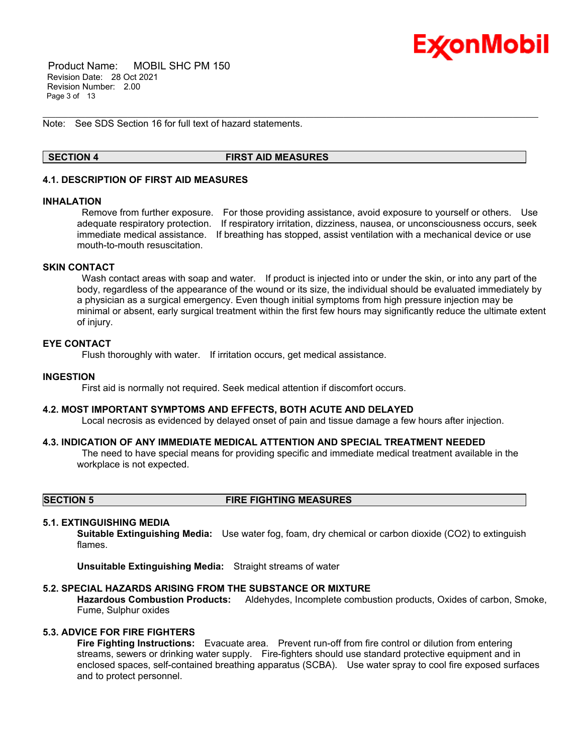Note: See SDS Section 16 for full text of hazard statements.

## SECTION 4 FIRST AID MEASURES

### 4.1. DESCRIPTION OF FIRST AID MEASURES

**INHALATION**

Remove from further exposure. For those providing assistance, avoid exposure to yourself or others. Use adequate respiratory protection. If respiratory irritation, dizziness, nausea, or unconsciousness occurs, seek immediate medical assistance. If breathing has stopped, assist ventilation with a mechanical device or use mouth-to-mouth resuscitation.

**SKIN CONTACT**

Wash contact areas with soap and water. If product is injected into or under the skin, or into any part of the body, regardless of the appearance of the wound or its size, the individual should be evaluated immediately by a physician as a surgical emergency. Even though initial symptoms from high pressure injection may be minimal or absent, early surgical treatment within the first few hours may significantly reduce the ultimate extent of injury.

**EYE CONTACT**

Flush thoroughly with water. If irritation occurs, get medical assistance.

**INGESTION**

First aid is normally not required. Seek medical attention if discomfort occurs.

### 4.2. MOST IMPORTANT SYMPTOMS AND EFFECTS, BOTH ACUTE AND DELAYED

Local necrosis as evidenced by delayed onset of pain and tissue damage a few hours after injection.

### 4.3. INDICATION OF ANY IMMEDIATE MEDICAL ATTENTION AND SPECIAL TREATMENT NEEDED

The need to have special means for providing specific and immediate medical treatment available in the workplace is not expected.

## SECTION 5 FIRE FIGHTING MEASURES

### 5.1. EXTINGUISHING MEDIA

**Suitable Extinguishing Media:** Use water fog, foam, dry chemical or carbon dioxide ($CO_2$) to extinguish flames.

**Unsuitable Extinguishing Media:** Straight streams of water

### 5.2. SPECIAL HAZARDS ARISING FROM THE SUBSTANCE OR MIXTURE

**Hazardous Combustion Products:** Aldehydes, Incomplete combustion products, Oxides of carbon, Smoke, Fume, Sulphur oxides

### 5.3. ADVICE FOR FIRE FIGHTERS

**Fire Fighting Instructions:** Evacuate area. Prevent run-off from fire control or dilution from entering streams, sewers or drinking water supply. Fire-fighters should use standard protective equipment and in enclosed spaces, self-contained breathing apparatus (SCBA). Use water spray to cool fire exposed surfaces and to protect personnel.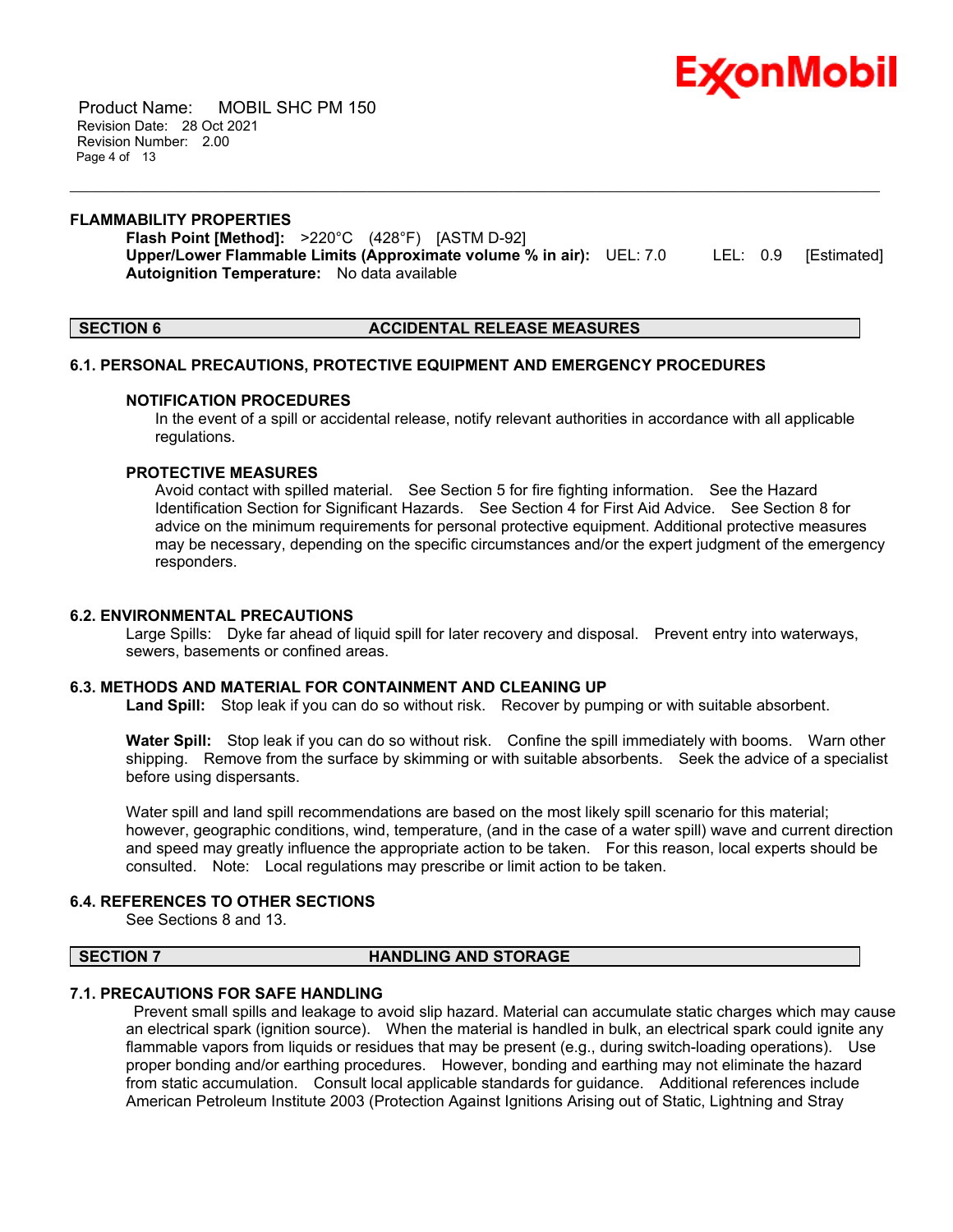**FLAMMABILITY PROPERTIES**

**Flash Point [Method]:** >220°C (428°F) [ASTM D-92]
**Upper/Lower Flammable Limits (Approximate volume % in air):** UEL: 7.0 LEL: 0.9 [Estimated]
**Autoignition Temperature:** No data available

## SECTION 6 ACCIDENTAL RELEASE MEASURES

### 6.1. PERSONAL PRECAUTIONS, PROTECTIVE EQUIPMENT AND EMERGENCY PROCEDURES

**NOTIFICATION PROCEDURES**

In the event of a spill or accidental release, notify relevant authorities in accordance with all applicable regulations.

**PROTECTIVE MEASURES**

Avoid contact with spilled material. See Section 5 for fire fighting information. See the Hazard Identification Section for Significant Hazards. See Section 4 for First Aid Advice. See Section 8 for advice on the minimum requirements for personal protective equipment. Additional protective measures may be necessary, depending on the specific circumstances and/or the expert judgment of the emergency responders.

### 6.2. ENVIRONMENTAL PRECAUTIONS

Large Spills: Dyke far ahead of liquid spill for later recovery and disposal. Prevent entry into waterways, sewers, basements or confined areas.

### 6.3. METHODS AND MATERIAL FOR CONTAINMENT AND CLEANING UP

**Land Spill:** Stop leak if you can do so without risk. Recover by pumping or with suitable absorbent.

**Water Spill:** Stop leak if you can do so without risk. Confine the spill immediately with booms. Warn other shipping. Remove from the surface by skimming or with suitable absorbents. Seek the advice of a specialist before using dispersants.

Water spill and land spill recommendations are based on the most likely spill scenario for this material; however, geographic conditions, wind, temperature, (and in the case of a water spill) wave and current direction and speed may greatly influence the appropriate action to be taken. For this reason, local experts should be consulted. Note: Local regulations may prescribe or limit action to be taken.

### 6.4. REFERENCES TO OTHER SECTIONS

See Sections 8 and 13.

## SECTION 7 HANDLING AND STORAGE

### 7.1. PRECAUTIONS FOR SAFE HANDLING

Prevent small spills and leakage to avoid slip hazard. Material can accumulate static charges which may cause an electrical spark (ignition source). When the material is handled in bulk, an electrical spark could ignite any flammable vapors from liquids or residues that may be present (e.g., during switch-loading operations). Use proper bonding and/or earthing procedures. However, bonding and earthing may not eliminate the hazard from static accumulation. Consult local applicable standards for guidance. Additional references include American Petroleum Institute 2003 (Protection Against Ignitions Arising out of Static, Lightning and Stray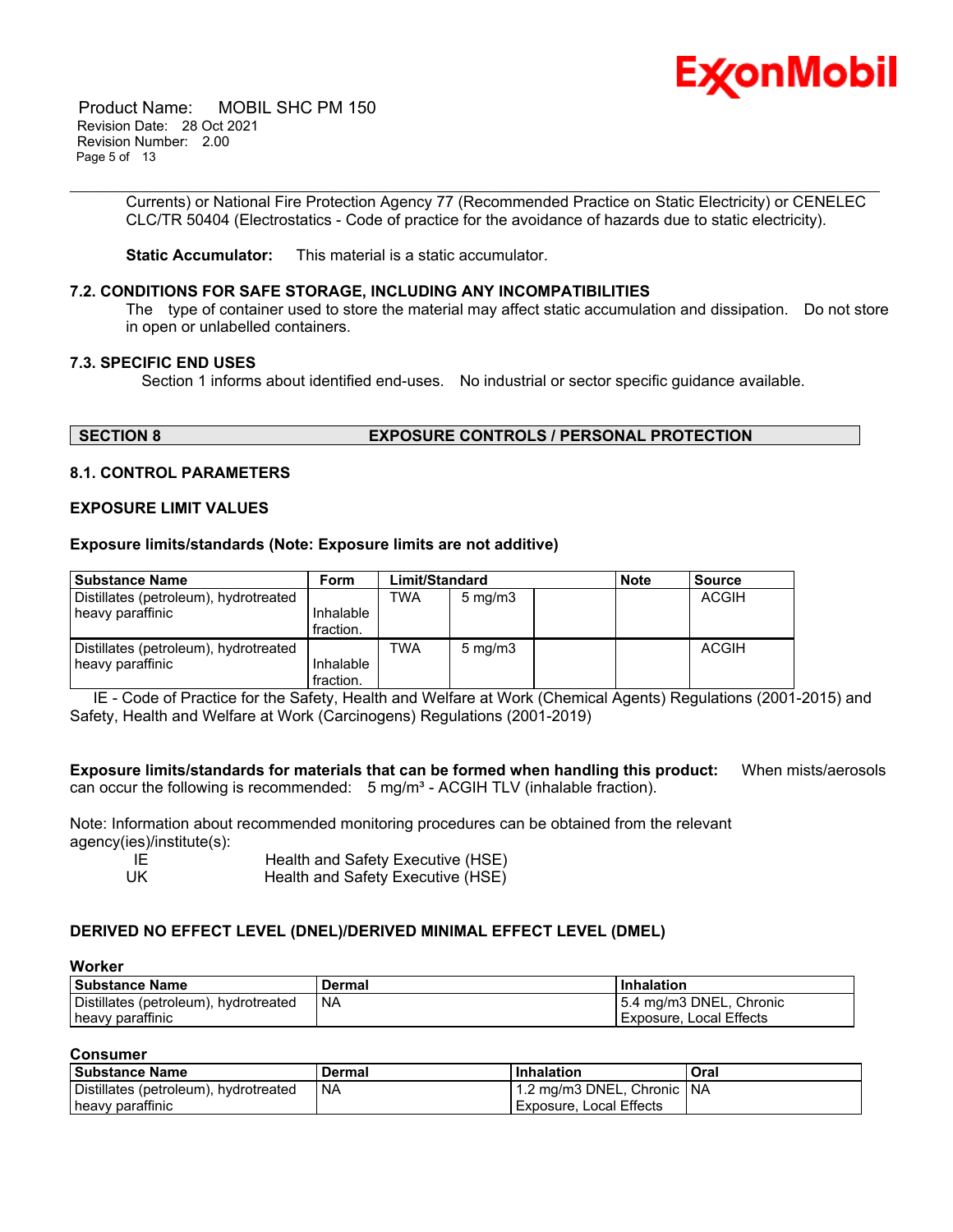Currents) or National Fire Protection Agency 77 (Recommended Practice on Static Electricity) or CENELEC CLC/TR 50404 (Electrostatics - Code of practice for the avoidance of hazards due to static electricity).

**Static Accumulator:** This material is a static accumulator.

### 7.2. CONDITIONS FOR SAFE STORAGE, INCLUDING ANY INCOMPATIBILITIES

The type of container used to store the material may affect static accumulation and dissipation. Do not store in open or unlabelled containers.

### 7.3. SPECIFIC END USES

Section 1 informs about identified end-uses. No industrial or sector specific guidance available.

## SECTION 8 EXPOSURE CONTROLS / PERSONAL PROTECTION

### 8.1. CONTROL PARAMETERS

### EXPOSURE LIMIT VALUES

**Exposure limits/standards (Note: Exposure limits are not additive)**

| Substance Name | Form | Limit/Standard | | | Note | Source |
|---|---|---|---|---|---|---|
| Distillates (petroleum), hydrotreated heavy paraffinic | Inhalable fraction. | TWA | 5 mg/m3 | | | ACGIH |
| Distillates (petroleum), hydrotreated heavy paraffinic | Inhalable fraction. | TWA | 5 mg/m3 | | | ACGIH |

IE - Code of Practice for the Safety, Health and Welfare at Work (Chemical Agents) Regulations (2001-2015) and Safety, Health and Welfare at Work (Carcinogens) Regulations (2001-2019)

**Exposure limits/standards for materials that can be formed when handling this product:** When mists/aerosols can occur the following is recommended: 5 mg/m³ - ACGIH TLV (inhalable fraction).

Note: Information about recommended monitoring procedures can be obtained from the relevant agency(ies)/institute(s):

| | |
|---|---|
| IE | Health and Safety Executive (HSE) |
| UK | Health and Safety Executive (HSE) |

### DERIVED NO EFFECT LEVEL (DNEL)/DERIVED MINIMAL EFFECT LEVEL (DMEL)

**Worker**

| Substance Name | Dermal | Inhalation |
|---|---|---|
| Distillates (petroleum), hydrotreated heavy paraffinic | NA | 5.4 mg/m3 DNEL, Chronic Exposure, Local Effects |

**Consumer**

| Substance Name | Dermal | Inhalation | Oral |
|---|---|---|---|
| Distillates (petroleum), hydrotreated heavy paraffinic | NA | 1.2 mg/m3 DNEL, Chronic Exposure, Local Effects | NA |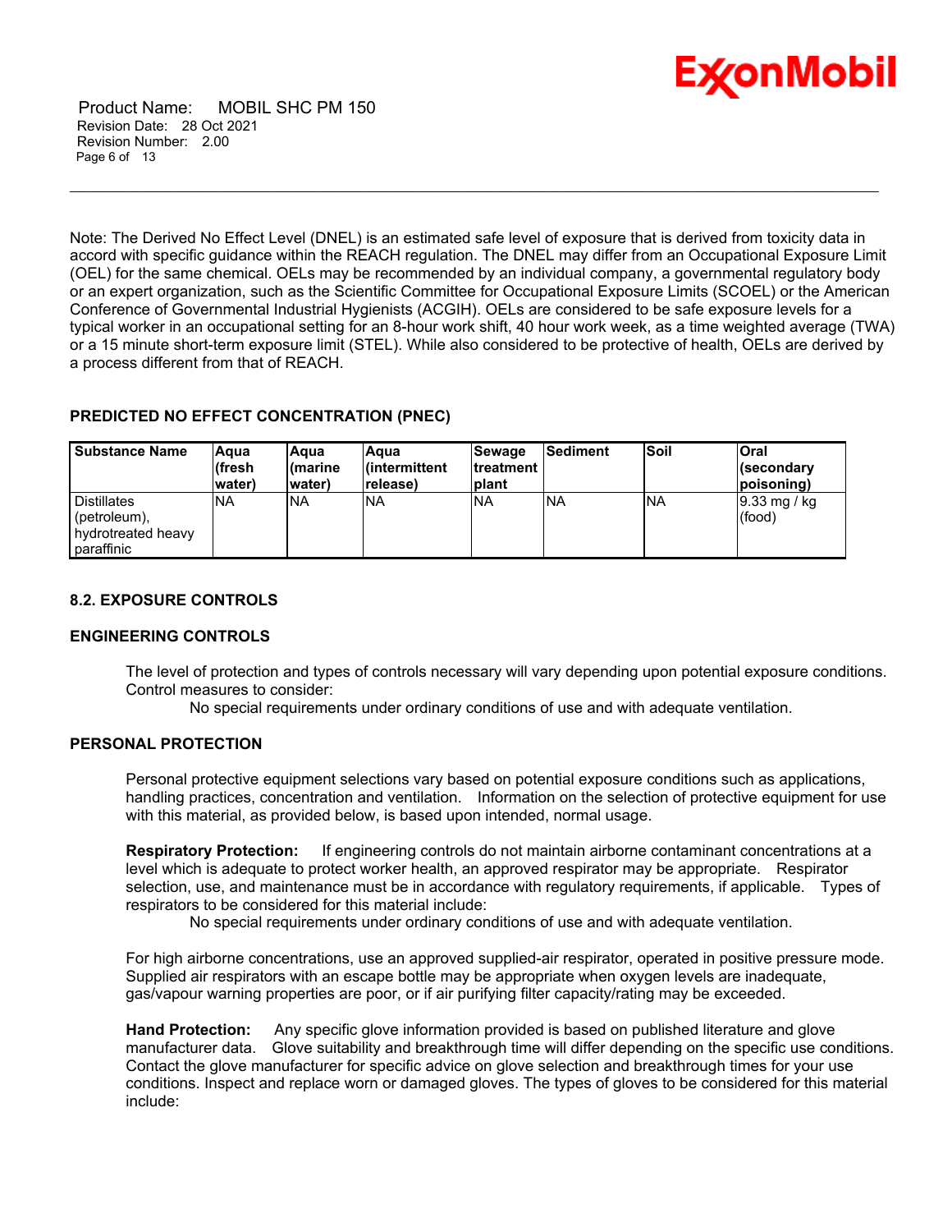Note: The Derived No Effect Level (DNEL) is an estimated safe level of exposure that is derived from toxicity data in accord with specific guidance within the REACH regulation. The DNEL may differ from an Occupational Exposure Limit (OEL) for the same chemical. OELs may be recommended by an individual company, a governmental regulatory body or an expert organization, such as the Scientific Committee for Occupational Exposure Limits (SCOEL) or the American Conference of Governmental Industrial Hygienists (ACGIH). OELs are considered to be safe exposure levels for a typical worker in an occupational setting for an 8-hour work shift, 40 hour work week, as a time weighted average (TWA) or a 15 minute short-term exposure limit (STEL). While also considered to be protective of health, OELs are derived by a process different from that of REACH.

### PREDICTED NO EFFECT CONCENTRATION (PNEC)

| Substance Name | Aqua (fresh water) | Aqua (marine water) | Aqua (intermittent release) | Sewage treatment plant | Sediment | Soil | Oral (secondary poisoning) |
|---|---|---|---|---|---|---|---|
| Distillates (petroleum), hydrotreated heavy paraffinic | NA | NA | NA | NA | NA | NA | 9.33 mg / kg (food) |

### 8.2. EXPOSURE CONTROLS

### ENGINEERING CONTROLS

The level of protection and types of controls necessary will vary depending upon potential exposure conditions. Control measures to consider:

No special requirements under ordinary conditions of use and with adequate ventilation.

### PERSONAL PROTECTION

Personal protective equipment selections vary based on potential exposure conditions such as applications, handling practices, concentration and ventilation. Information on the selection of protective equipment for use with this material, as provided below, is based upon intended, normal usage.

**Respiratory Protection:** If engineering controls do not maintain airborne contaminant concentrations at a level which is adequate to protect worker health, an approved respirator may be appropriate. Respirator selection, use, and maintenance must be in accordance with regulatory requirements, if applicable. Types of respirators to be considered for this material include:

No special requirements under ordinary conditions of use and with adequate ventilation.

For high airborne concentrations, use an approved supplied-air respirator, operated in positive pressure mode. Supplied air respirators with an escape bottle may be appropriate when oxygen levels are inadequate, gas/vapour warning properties are poor, or if air purifying filter capacity/rating may be exceeded.

**Hand Protection:** Any specific glove information provided is based on published literature and glove manufacturer data. Glove suitability and breakthrough time will differ depending on the specific use conditions. Contact the glove manufacturer for specific advice on glove selection and breakthrough times for your use conditions. Inspect and replace worn or damaged gloves. The types of gloves to be considered for this material include: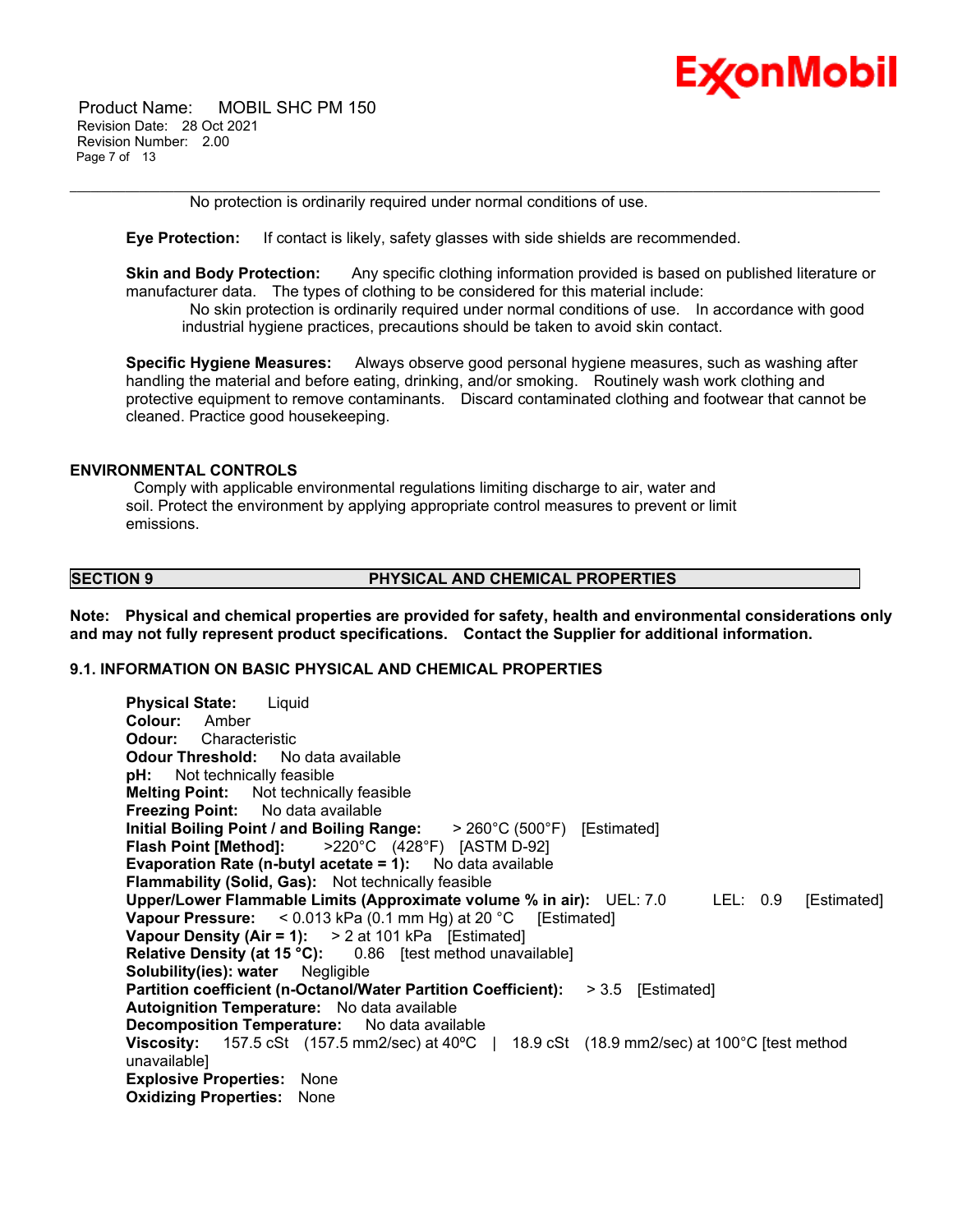No protection is ordinarily required under normal conditions of use.

**Eye Protection:** If contact is likely, safety glasses with side shields are recommended.

**Skin and Body Protection:** Any specific clothing information provided is based on published literature or manufacturer data. The types of clothing to be considered for this material include:
No skin protection is ordinarily required under normal conditions of use. In accordance with good industrial hygiene practices, precautions should be taken to avoid skin contact.

**Specific Hygiene Measures:** Always observe good personal hygiene measures, such as washing after handling the material and before eating, drinking, and/or smoking. Routinely wash work clothing and protective equipment to remove contaminants. Discard contaminated clothing and footwear that cannot be cleaned. Practice good housekeeping.

## ENVIRONMENTAL CONTROLS

Comply with applicable environmental regulations limiting discharge to air, water and soil. Protect the environment by applying appropriate control measures to prevent or limit emissions.

## SECTION 9 PHYSICAL AND CHEMICAL PROPERTIES

**Note: Physical and chemical properties are provided for safety, health and environmental considerations only and may not fully represent product specifications. Contact the Supplier for additional information.**

### 9.1. INFORMATION ON BASIC PHYSICAL AND CHEMICAL PROPERTIES

**Physical State:** Liquid
**Colour:** Amber
**Odour:** Characteristic
**Odour Threshold:** No data available
**pH:** Not technically feasible
**Melting Point:** Not technically feasible
**Freezing Point:** No data available
**Initial Boiling Point / and Boiling Range:** > 260°C (500°F) [Estimated]
**Flash Point [Method]:** >220°C (428°F) [ASTM D-92]
**Evaporation Rate (n-butyl acetate = 1):** No data available
**Flammability (Solid, Gas):** Not technically feasible
**Upper/Lower Flammable Limits (Approximate volume % in air):** UEL: 7.0 LEL: 0.9 [Estimated]
**Vapour Pressure:** < 0.013 kPa (0.1 mm Hg) at 20 °C [Estimated]
**Vapour Density (Air = 1):** > 2 at 101 kPa [Estimated]
**Relative Density (at 15 °C):** 0.86 [test method unavailable]
**Solubility(ies): water** Negligible
**Partition coefficient (n-Octanol/Water Partition Coefficient):** > 3.5 [Estimated]
**Autoignition Temperature:** No data available
**Decomposition Temperature:** No data available
**Viscosity:** 157.5 cSt (157.5 mm2/sec) at 40ºC | 18.9 cSt (18.9 mm2/sec) at 100°C [test method unavailable]
**Explosive Properties:** None
**Oxidizing Properties:** None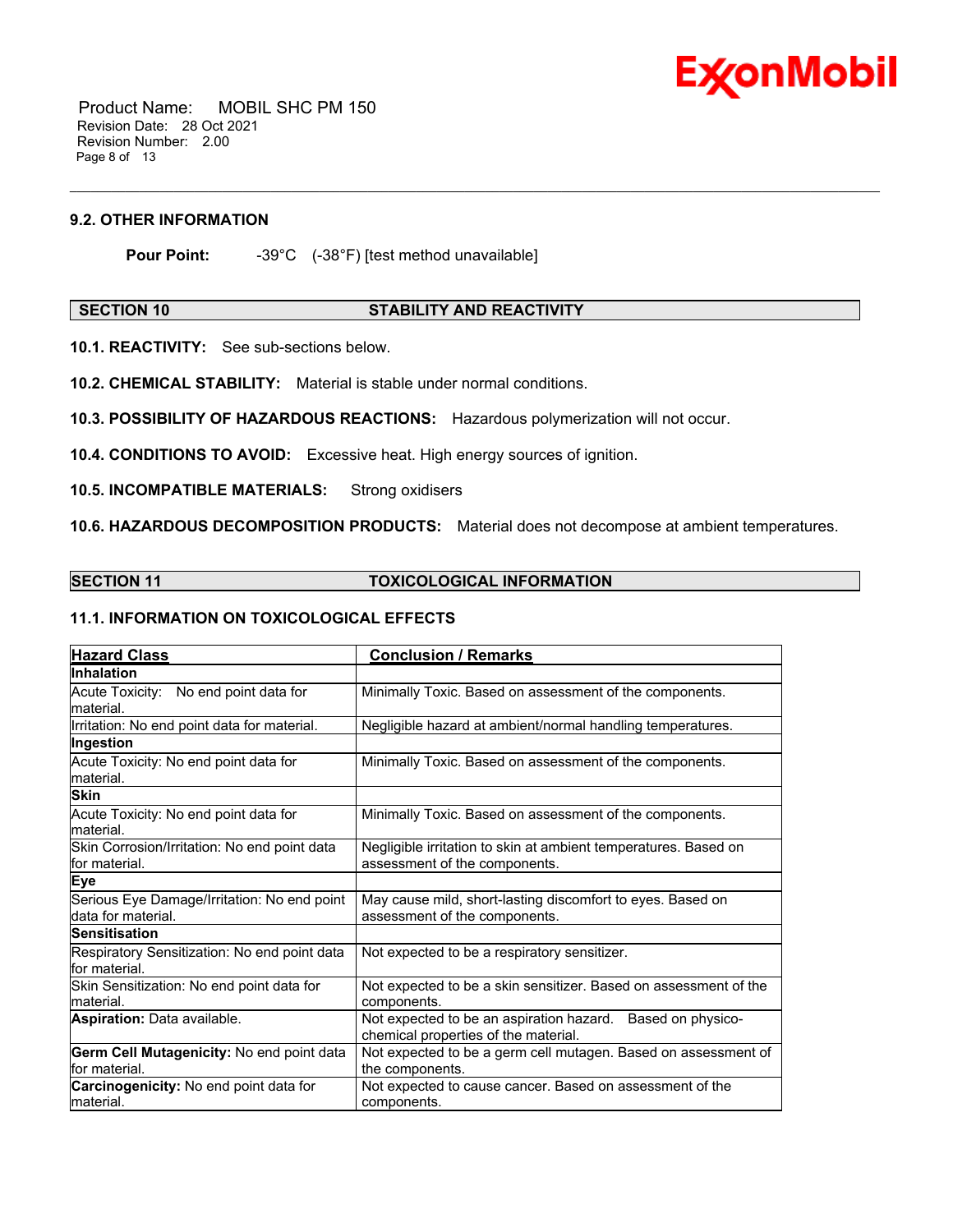### 9.2. OTHER INFORMATION

**Pour Point:** -39°C (-38°F) [test method unavailable]

## SECTION 10 STABILITY AND REACTIVITY

**10.1. REACTIVITY:** See sub-sections below.

**10.2. CHEMICAL STABILITY:** Material is stable under normal conditions.

**10.3. POSSIBILITY OF HAZARDOUS REACTIONS:** Hazardous polymerization will not occur.

**10.4. CONDITIONS TO AVOID:** Excessive heat. High energy sources of ignition.

**10.5. INCOMPATIBLE MATERIALS:** Strong oxidisers

**10.6. HAZARDOUS DECOMPOSITION PRODUCTS:** Material does not decompose at ambient temperatures.

## SECTION 11 TOXICOLOGICAL INFORMATION

### 11.1. INFORMATION ON TOXICOLOGICAL EFFECTS

| Hazard Class | Conclusion / Remarks |
|---|---|
| **Inhalation** | |
| Acute Toxicity: No end point data for material. | Minimally Toxic. Based on assessment of the components. |
| Irritation: No end point data for material. | Negligible hazard at ambient/normal handling temperatures. |
| **Ingestion** | |
| Acute Toxicity: No end point data for material. | Minimally Toxic. Based on assessment of the components. |
| **Skin** | |
| Acute Toxicity: No end point data for material. | Minimally Toxic. Based on assessment of the components. |
| Skin Corrosion/Irritation: No end point data for material. | Negligible irritation to skin at ambient temperatures. Based on assessment of the components. |
| **Eye** | |
| Serious Eye Damage/Irritation: No end point data for material. | May cause mild, short-lasting discomfort to eyes. Based on assessment of the components. |
| **Sensitisation** | |
| Respiratory Sensitization: No end point data for material. | Not expected to be a respiratory sensitizer. |
| Skin Sensitization: No end point data for material. | Not expected to be a skin sensitizer. Based on assessment of the components. |
| **Aspiration:** Data available. | Not expected to be an aspiration hazard. Based on physico-chemical properties of the material. |
| **Germ Cell Mutagenicity:** No end point data for material. | Not expected to be a germ cell mutagen. Based on assessment of the components. |
| **Carcinogenicity:** No end point data for material. | Not expected to cause cancer. Based on assessment of the components. |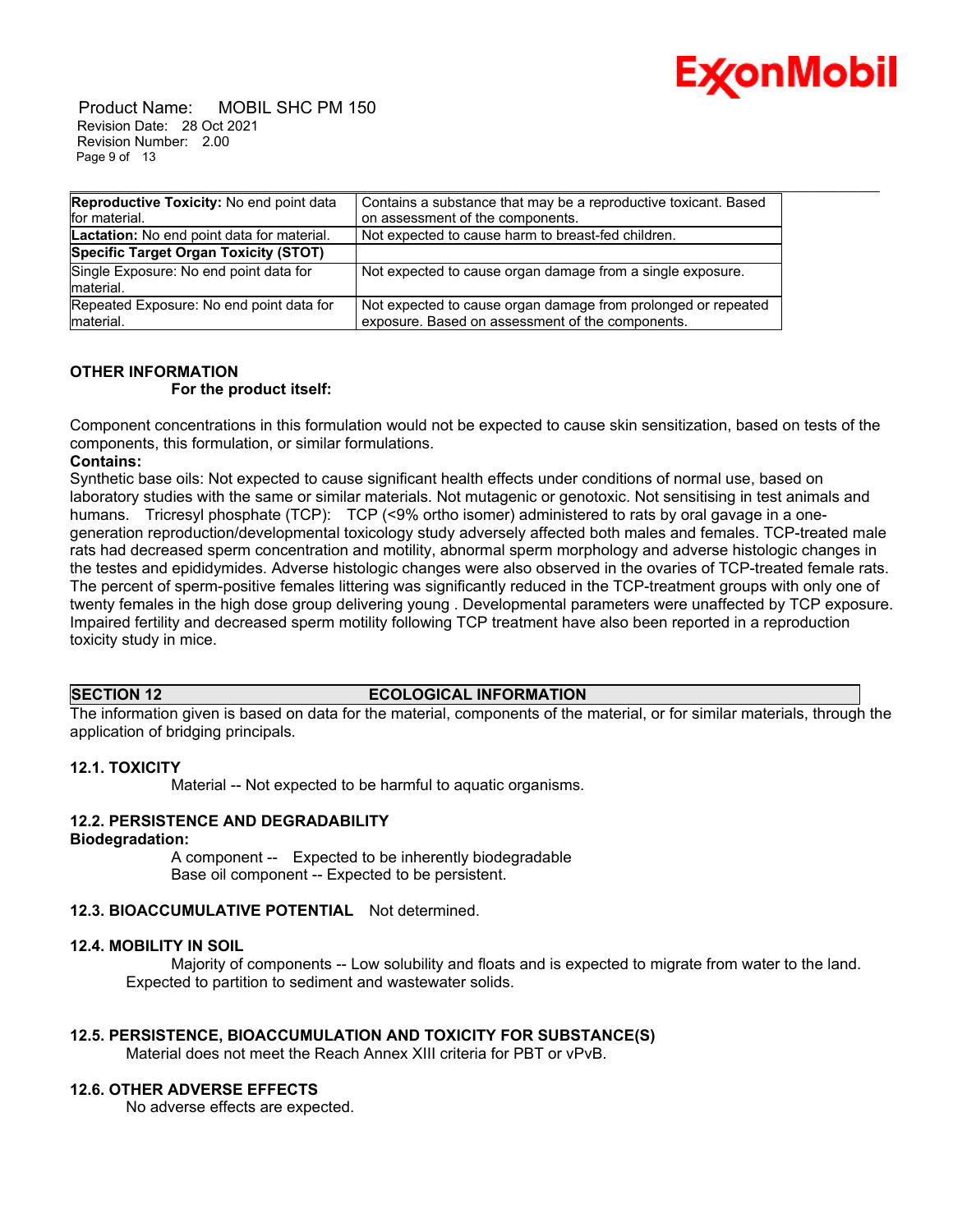| | |
|---|---|
| **Reproductive Toxicity:** No end point data for material. | Contains a substance that may be a reproductive toxicant. Based on assessment of the components. |
| **Lactation:** No end point data for material. | Not expected to cause harm to breast-fed children. |
| **Specific Target Organ Toxicity (STOT)** | |
| Single Exposure: No end point data for material. | Not expected to cause organ damage from a single exposure. |
| Repeated Exposure: No end point data for material. | Not expected to cause organ damage from prolonged or repeated exposure. Based on assessment of the components. |

**OTHER INFORMATION**

**For the product itself:**

Component concentrations in this formulation would not be expected to cause skin sensitization, based on tests of the components, this formulation, or similar formulations.

**Contains:**

Synthetic base oils: Not expected to cause significant health effects under conditions of normal use, based on laboratory studies with the same or similar materials. Not mutagenic or genotoxic. Not sensitising in test animals and humans. Tricresyl phosphate (TCP): TCP (<9% ortho isomer) administered to rats by oral gavage in a one-generation reproduction/developmental toxicology study adversely affected both males and females. TCP-treated male rats had decreased sperm concentration and motility, abnormal sperm morphology and adverse histologic changes in the testes and epididymides. Adverse histologic changes were also observed in the ovaries of TCP-treated female rats. The percent of sperm-positive females littering was significantly reduced in the TCP-treatment groups with only one of twenty females in the high dose group delivering young . Developmental parameters were unaffected by TCP exposure. Impaired fertility and decreased sperm motility following TCP treatment have also been reported in a reproduction toxicity study in mice.

## SECTION 12 ECOLOGICAL INFORMATION

The information given is based on data for the material, components of the material, or for similar materials, through the application of bridging principals.

### 12.1. TOXICITY

Material -- Not expected to be harmful to aquatic organisms.

### 12.2. PERSISTENCE AND DEGRADABILITY

**Biodegradation:**

A component -- Expected to be inherently biodegradable
Base oil component -- Expected to be persistent.

### 12.3. BIOACCUMULATIVE POTENTIAL

Not determined.

### 12.4. MOBILITY IN SOIL

Majority of components -- Low solubility and floats and is expected to migrate from water to the land. Expected to partition to sediment and wastewater solids.

### 12.5. PERSISTENCE, BIOACCUMULATION AND TOXICITY FOR SUBSTANCE(S)

Material does not meet the Reach Annex XIII criteria for PBT or vPvB.

### 12.6. OTHER ADVERSE EFFECTS

No adverse effects are expected.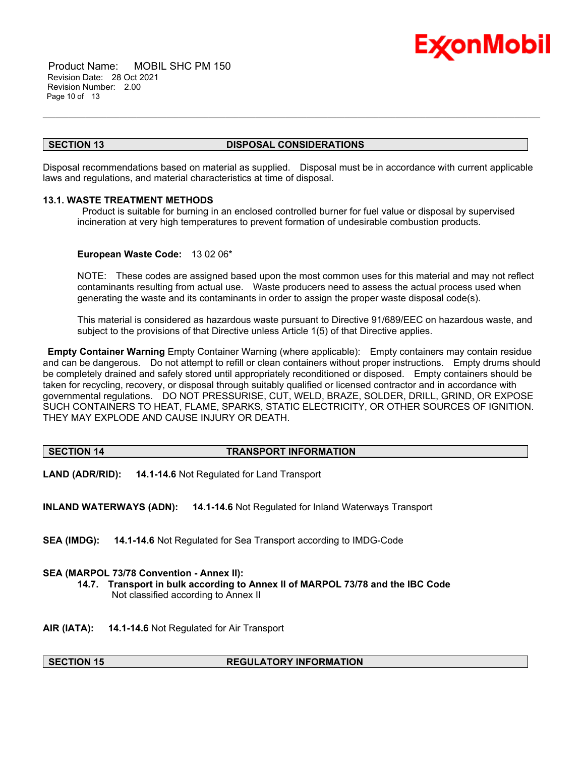## SECTION 13 DISPOSAL CONSIDERATIONS

Disposal recommendations based on material as supplied. Disposal must be in accordance with current applicable laws and regulations, and material characteristics at time of disposal.

### 13.1. WASTE TREATMENT METHODS

Product is suitable for burning in an enclosed controlled burner for fuel value or disposal by supervised incineration at very high temperatures to prevent formation of undesirable combustion products.

**European Waste Code:** 13 02 06*

NOTE: These codes are assigned based upon the most common uses for this material and may not reflect contaminants resulting from actual use. Waste producers need to assess the actual process used when generating the waste and its contaminants in order to assign the proper waste disposal code(s).

This material is considered as hazardous waste pursuant to Directive 91/689/EEC on hazardous waste, and subject to the provisions of that Directive unless Article 1(5) of that Directive applies.

**Empty Container Warning** Empty Container Warning (where applicable): Empty containers may contain residue and can be dangerous. Do not attempt to refill or clean containers without proper instructions. Empty drums should be completely drained and safely stored until appropriately reconditioned or disposed. Empty containers should be taken for recycling, recovery, or disposal through suitably qualified or licensed contractor and in accordance with governmental regulations. DO NOT PRESSURISE, CUT, WELD, BRAZE, SOLDER, DRILL, GRIND, OR EXPOSE SUCH CONTAINERS TO HEAT, FLAME, SPARKS, STATIC ELECTRICITY, OR OTHER SOURCES OF IGNITION. THEY MAY EXPLODE AND CAUSE INJURY OR DEATH.

## SECTION 14 TRANSPORT INFORMATION

**LAND (ADR/RID):** **14.1-14.6** Not Regulated for Land Transport

**INLAND WATERWAYS (ADN):** **14.1-14.6** Not Regulated for Inland Waterways Transport

**SEA (IMDG):** **14.1-14.6** Not Regulated for Sea Transport according to IMDG-Code

**SEA (MARPOL 73/78 Convention - Annex II):**

**14.7. Transport in bulk according to Annex II of MARPOL 73/78 and the IBC Code**
Not classified according to Annex II

**AIR (IATA):** **14.1-14.6** Not Regulated for Air Transport

## SECTION 15 REGULATORY INFORMATION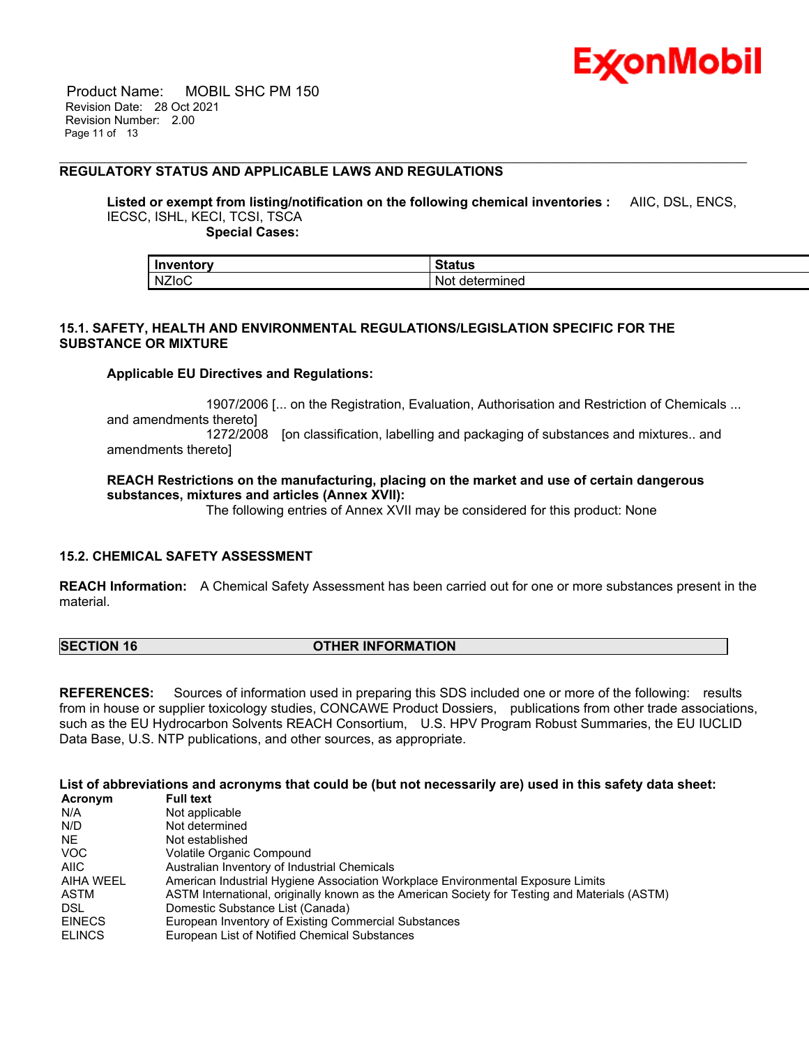**REGULATORY STATUS AND APPLICABLE LAWS AND REGULATIONS**

**Listed or exempt from listing/notification on the following chemical inventories :** AIIC, DSL, ENCS, IECSC, ISHL, KECI, TCSI, TSCA

**Special Cases:**

| Inventory | Status |
|---|---|
| NZIoC | Not determined |

**15.1. SAFETY, HEALTH AND ENVIRONMENTAL REGULATIONS/LEGISLATION SPECIFIC FOR THE SUBSTANCE OR MIXTURE**

**Applicable EU Directives and Regulations:**

1907/2006 [... on the Registration, Evaluation, Authorisation and Restriction of Chemicals ... and amendments thereto]
1272/2008 [on classification, labelling and packaging of substances and mixtures.. and amendments thereto]

**REACH Restrictions on the manufacturing, placing on the market and use of certain dangerous substances, mixtures and articles (Annex XVII):**
The following entries of Annex XVII may be considered for this product: None

**15.2. CHEMICAL SAFETY ASSESSMENT**

**REACH Information:** A Chemical Safety Assessment has been carried out for one or more substances present in the material.

## SECTION 16 OTHER INFORMATION

**REFERENCES:** Sources of information used in preparing this SDS included one or more of the following: results from in house or supplier toxicology studies, CONCAWE Product Dossiers, publications from other trade associations, such as the EU Hydrocarbon Solvents REACH Consortium, U.S. HPV Program Robust Summaries, the EU IUCLID Data Base, U.S. NTP publications, and other sources, as appropriate.

**List of abbreviations and acronyms that could be (but not necessarily are) used in this safety data sheet:**

| Acronym | Full text |
|---|---|
| N/A | Not applicable |
| N/D | Not determined |
| NE | Not established |
| VOC | Volatile Organic Compound |
| AIIC | Australian Inventory of Industrial Chemicals |
| AIHA WEEL | American Industrial Hygiene Association Workplace Environmental Exposure Limits |
| ASTM | ASTM International, originally known as the American Society for Testing and Materials (ASTM) |
| DSL | Domestic Substance List (Canada) |
| EINECS | European Inventory of Existing Commercial Substances |
| ELINCS | European List of Notified Chemical Substances |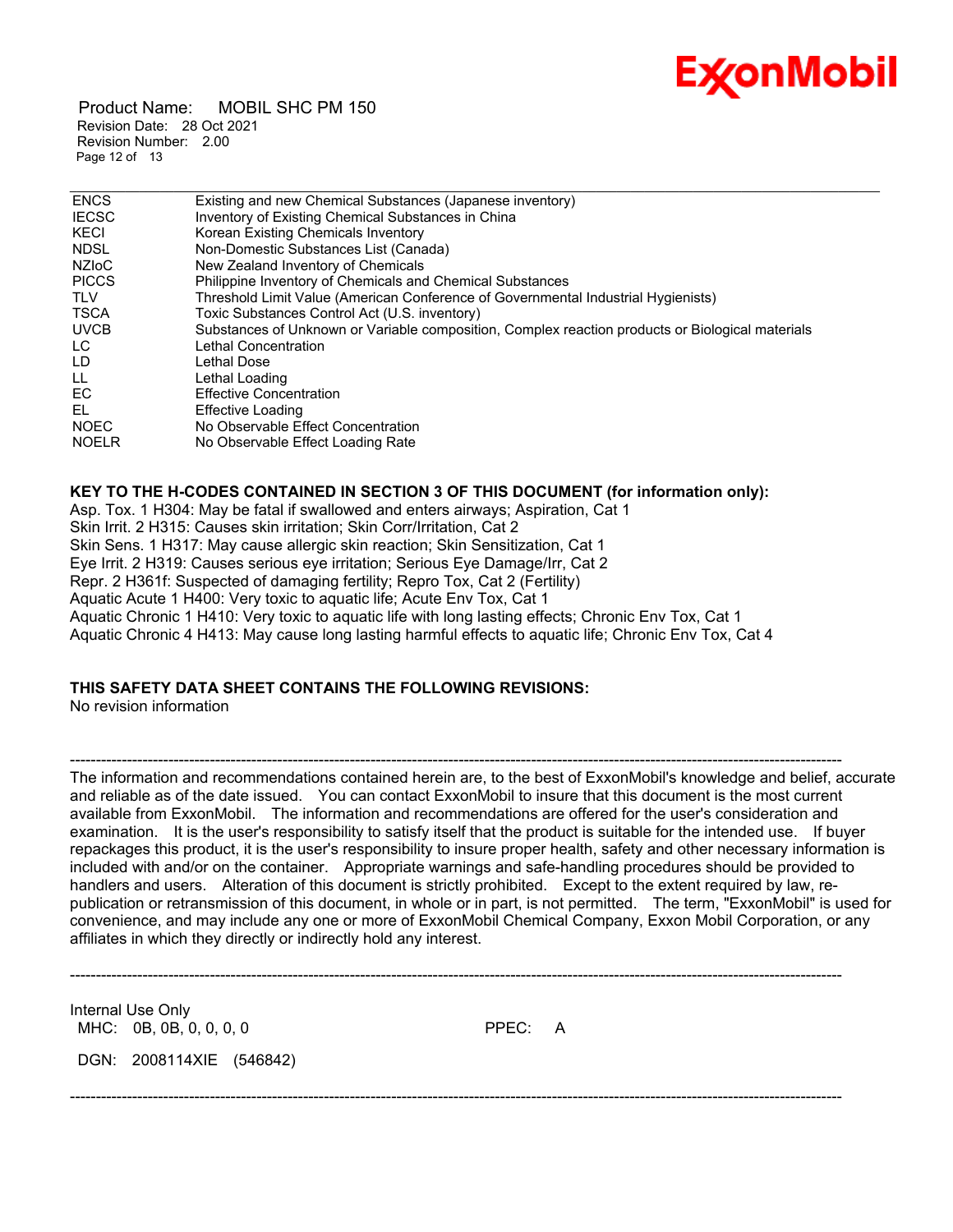| | |
|---|---|
| ENCS | Existing and new Chemical Substances (Japanese inventory) |
| IECSC | Inventory of Existing Chemical Substances in China |
| KECI | Korean Existing Chemicals Inventory |
| NDSL | Non-Domestic Substances List (Canada) |
| NZIoC | New Zealand Inventory of Chemicals |
| PICCS | Philippine Inventory of Chemicals and Chemical Substances |
| TLV | Threshold Limit Value (American Conference of Governmental Industrial Hygienists) |
| TSCA | Toxic Substances Control Act (U.S. inventory) |
| UVCB | Substances of Unknown or Variable composition, Complex reaction products or Biological materials |
| LC | Lethal Concentration |
| LD | Lethal Dose |
| LL | Lethal Loading |
| EC | Effective Concentration |
| EL | Effective Loading |
| NOEC | No Observable Effect Concentration |
| NOELR | No Observable Effect Loading Rate |

**KEY TO THE H-CODES CONTAINED IN SECTION 3 OF THIS DOCUMENT (for information only):**

Asp. Tox. 1 H304: May be fatal if swallowed and enters airways; Aspiration, Cat 1
Skin Irrit. 2 H315: Causes skin irritation; Skin Corr/Irritation, Cat 2
Skin Sens. 1 H317: May cause allergic skin reaction; Skin Sensitization, Cat 1
Eye Irrit. 2 H319: Causes serious eye irritation; Serious Eye Damage/Irr, Cat 2
Repr. 2 H361f: Suspected of damaging fertility; Repro Tox, Cat 2 (Fertility)
Aquatic Acute 1 H400: Very toxic to aquatic life; Acute Env Tox, Cat 1
Aquatic Chronic 1 H410: Very toxic to aquatic life with long lasting effects; Chronic Env Tox, Cat 1
Aquatic Chronic 4 H413: May cause long lasting harmful effects to aquatic life; Chronic Env Tox, Cat 4

**THIS SAFETY DATA SHEET CONTAINS THE FOLLOWING REVISIONS:**

No revision information

---

The information and recommendations contained herein are, to the best of ExxonMobil's knowledge and belief, accurate and reliable as of the date issued. You can contact ExxonMobil to insure that this document is the most current available from ExxonMobil. The information and recommendations are offered for the user's consideration and examination. It is the user's responsibility to satisfy itself that the product is suitable for the intended use. If buyer repackages this product, it is the user's responsibility to insure proper health, safety and other necessary information is included with and/or on the container. Appropriate warnings and safe-handling procedures should be provided to handlers and users. Alteration of this document is strictly prohibited. Except to the extent required by law, re-publication or retransmission of this document, in whole or in part, is not permitted. The term, "ExxonMobil" is used for convenience, and may include any one or more of ExxonMobil Chemical Company, Exxon Mobil Corporation, or any affiliates in which they directly or indirectly hold any interest.

---

Internal Use Only
MHC: 0B, 0B, 0, 0, 0, 0 PPEC: A

DGN: 2008114XIE (546842)

---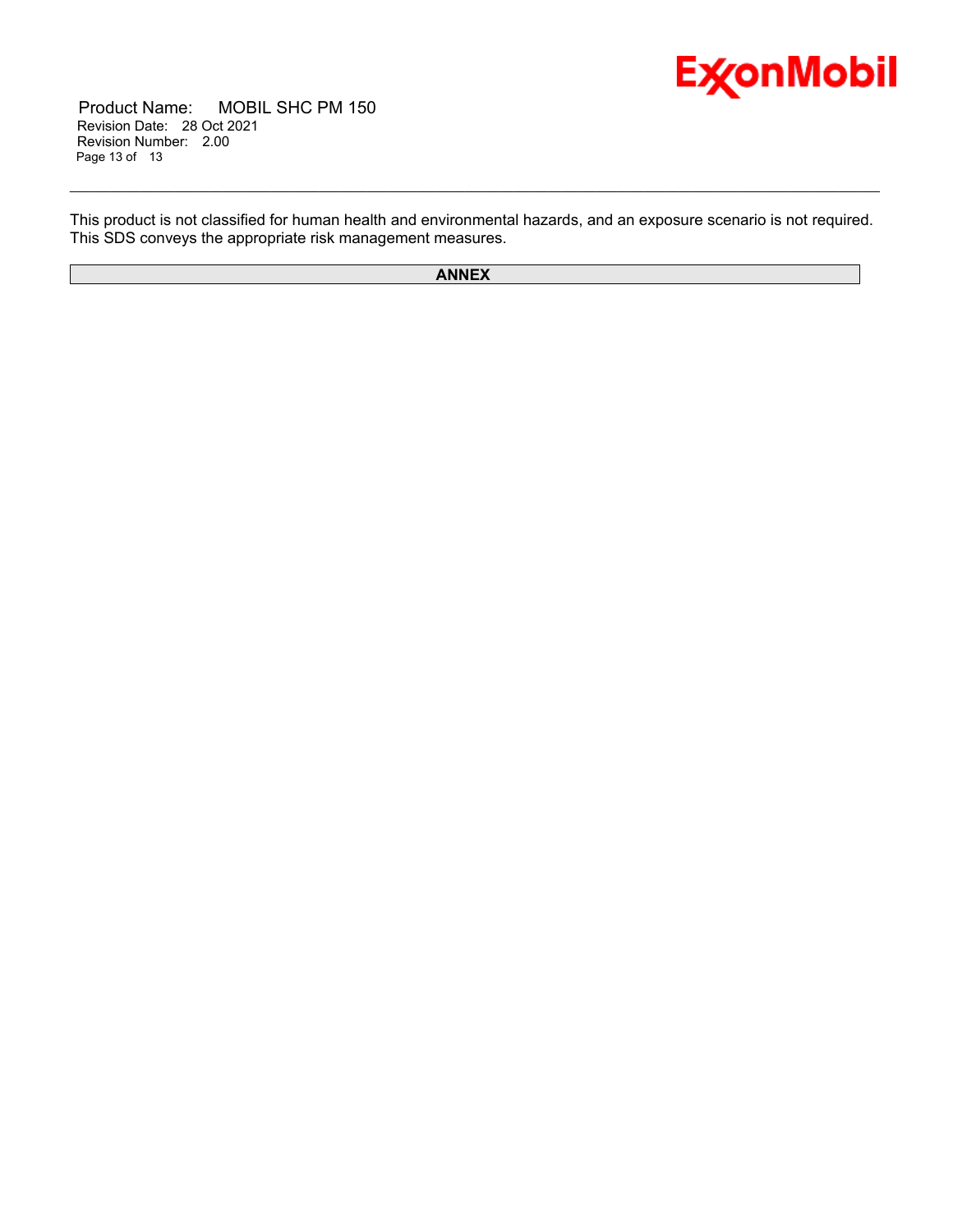This product is not classified for human health and environmental hazards, and an exposure scenario is not required. This SDS conveys the appropriate risk management measures.

## ANNEX